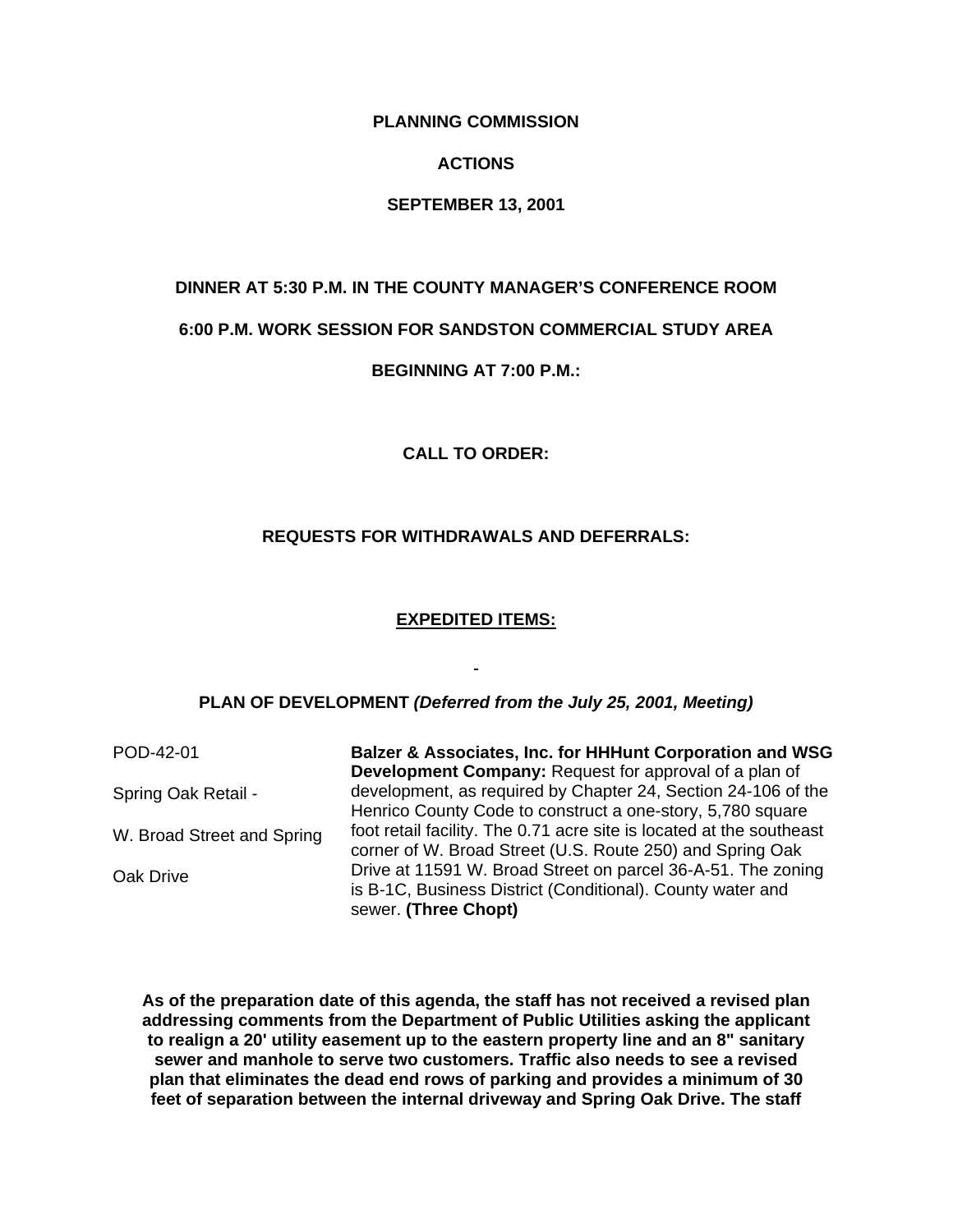**PLANNING COMMISSION**

**ACTIONS**

**SEPTEMBER 13, 2001**

**DINNER AT 5:30 P.M. IN THE COUNTY MANAGER'S CONFERENCE ROOM**

**6:00 P.M. WORK SESSION FOR SANDSTON COMMERCIAL STUDY AREA**

**BEGINNING AT 7:00 P.M.:**

**CALL TO ORDER:**

**REQUESTS FOR WITHDRAWALS AND DEFERRALS:**

**EXPEDITED ITEMS:**

**PLAN OF DEVELOPMENT *(Deferred from the July 25, 2001, Meeting)***

| | |
|---|---|
| POD-42-01<br><br>Spring Oak Retail -<br><br>W. Broad Street and Spring Oak Drive | **Balzer & Associates, Inc. for HHHunt Corporation and WSG Development Company:** Request for approval of a plan of development, as required by Chapter 24, Section 24-106 of the Henrico County Code to construct a one-story, 5,780 square foot retail facility. The 0.71 acre site is located at the southeast corner of W. Broad Street (U.S. Route 250) and Spring Oak Drive at 11591 W. Broad Street on parcel 36-A-51. The zoning is B-1C, Business District (Conditional). County water and sewer. **(Three Chopt)** |

**As of the preparation date of this agenda, the staff has not received a revised plan addressing comments from the Department of Public Utilities asking the applicant to realign a 20' utility easement up to the eastern property line and an 8" sanitary sewer and manhole to serve two customers. Traffic also needs to see a revised plan that eliminates the dead end rows of parking and provides a minimum of 30 feet of separation between the internal driveway and Spring Oak Drive. The staff**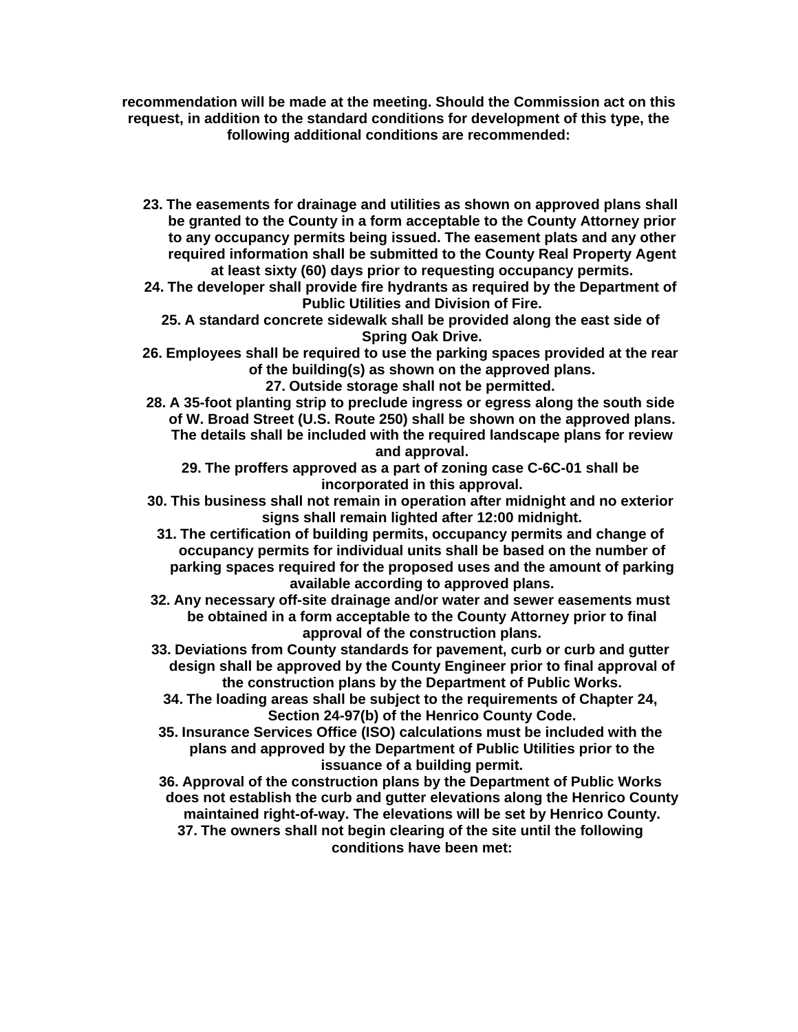**recommendation will be made at the meeting. Should the Commission act on this request, in addition to the standard conditions for development of this type, the following additional conditions are recommended:**

23. **The easements for drainage and utilities as shown on approved plans shall be granted to the County in a form acceptable to the County Attorney prior to any occupancy permits being issued. The easement plats and any other required information shall be submitted to the County Real Property Agent at least sixty (60) days prior to requesting occupancy permits.**
24. **The developer shall provide fire hydrants as required by the Department of Public Utilities and Division of Fire.**
25. **A standard concrete sidewalk shall be provided along the east side of Spring Oak Drive.**
26. **Employees shall be required to use the parking spaces provided at the rear of the building(s) as shown on the approved plans.**
27. **Outside storage shall not be permitted.**
28. **A 35-foot planting strip to preclude ingress or egress along the south side of W. Broad Street (U.S. Route 250) shall be shown on the approved plans. The details shall be included with the required landscape plans for review and approval.**
29. **The proffers approved as a part of zoning case C-6C-01 shall be incorporated in this approval.**
30. **This business shall not remain in operation after midnight and no exterior signs shall remain lighted after 12:00 midnight.**
31. **The certification of building permits, occupancy permits and change of occupancy permits for individual units shall be based on the number of parking spaces required for the proposed uses and the amount of parking available according to approved plans.**
32. **Any necessary off-site drainage and/or water and sewer easements must be obtained in a form acceptable to the County Attorney prior to final approval of the construction plans.**
33. **Deviations from County standards for pavement, curb or curb and gutter design shall be approved by the County Engineer prior to final approval of the construction plans by the Department of Public Works.**
34. **The loading areas shall be subject to the requirements of Chapter 24, Section 24-97(b) of the Henrico County Code.**
35. **Insurance Services Office (ISO) calculations must be included with the plans and approved by the Department of Public Utilities prior to the issuance of a building permit.**
36. **Approval of the construction plans by the Department of Public Works does not establish the curb and gutter elevations along the Henrico County maintained right-of-way. The elevations will be set by Henrico County.**
37. **The owners shall not begin clearing of the site until the following conditions have been met:**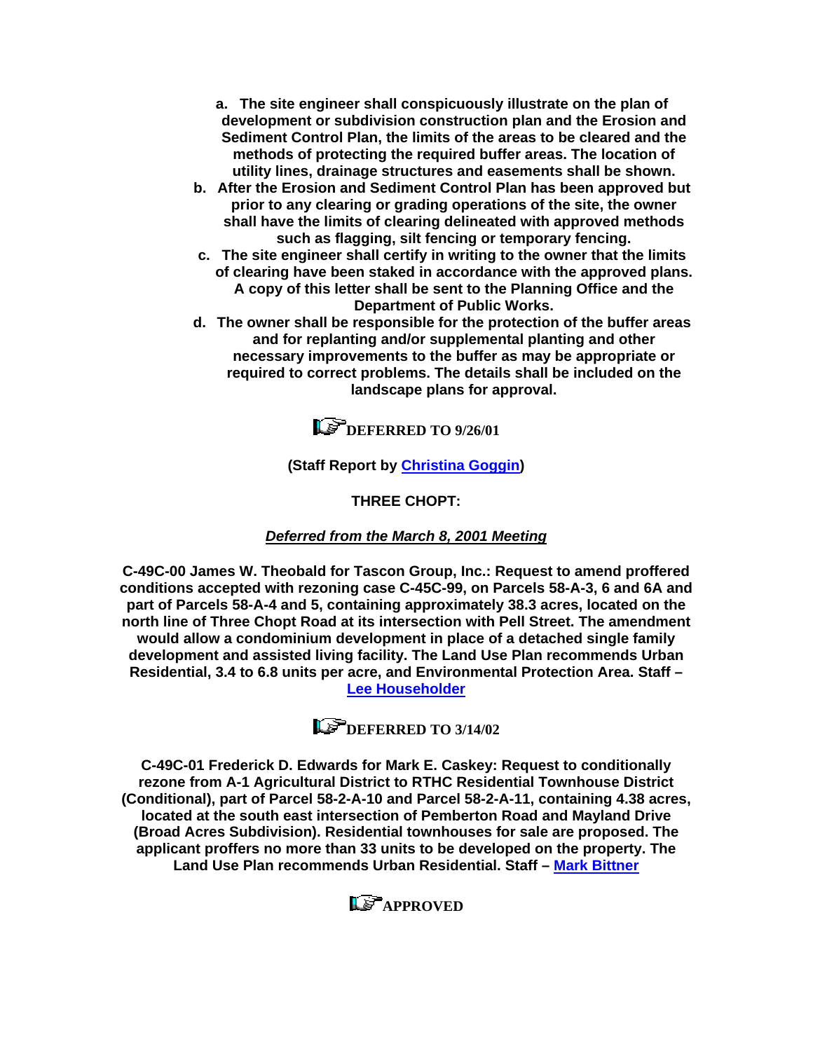**a. The site engineer shall conspicuously illustrate on the plan of development or subdivision construction plan and the Erosion and Sediment Control Plan, the limits of the areas to be cleared and the methods of protecting the required buffer areas. The location of utility lines, drainage structures and easements shall be shown.**

**b. After the Erosion and Sediment Control Plan has been approved but prior to any clearing or grading operations of the site, the owner shall have the limits of clearing delineated with approved methods such as flagging, silt fencing or temporary fencing.**

**c. The site engineer shall certify in writing to the owner that the limits of clearing have been staked in accordance with the approved plans. A copy of this letter shall be sent to the Planning Office and the Department of Public Works.**

**d. The owner shall be responsible for the protection of the buffer areas and for replanting and/or supplemental planting and other necessary improvements to the buffer as may be appropriate or required to correct problems. The details shall be included on the landscape plans for approval.**

**DEFERRED TO 9/26/01**

**(Staff Report by Christina Goggin)**

**THREE CHOPT:**

***Deferred from the March 8, 2001 Meeting***

**C-49C-00 James W. Theobald for Tascon Group, Inc.: Request to amend proffered conditions accepted with rezoning case C-45C-99, on Parcels 58-A-3, 6 and 6A and part of Parcels 58-A-4 and 5, containing approximately 38.3 acres, located on the north line of Three Chopt Road at its intersection with Pell Street. The amendment would allow a condominium development in place of a detached single family development and assisted living facility. The Land Use Plan recommends Urban Residential, 3.4 to 6.8 units per acre, and Environmental Protection Area. Staff – Lee Householder**

**DEFERRED TO 3/14/02**

**C-49C-01 Frederick D. Edwards for Mark E. Caskey: Request to conditionally rezone from A-1 Agricultural District to RTHC Residential Townhouse District (Conditional), part of Parcel 58-2-A-10 and Parcel 58-2-A-11, containing 4.38 acres, located at the south east intersection of Pemberton Road and Mayland Drive (Broad Acres Subdivision). Residential townhouses for sale are proposed. The applicant proffers no more than 33 units to be developed on the property. The Land Use Plan recommends Urban Residential. Staff – Mark Bittner**

**APPROVED**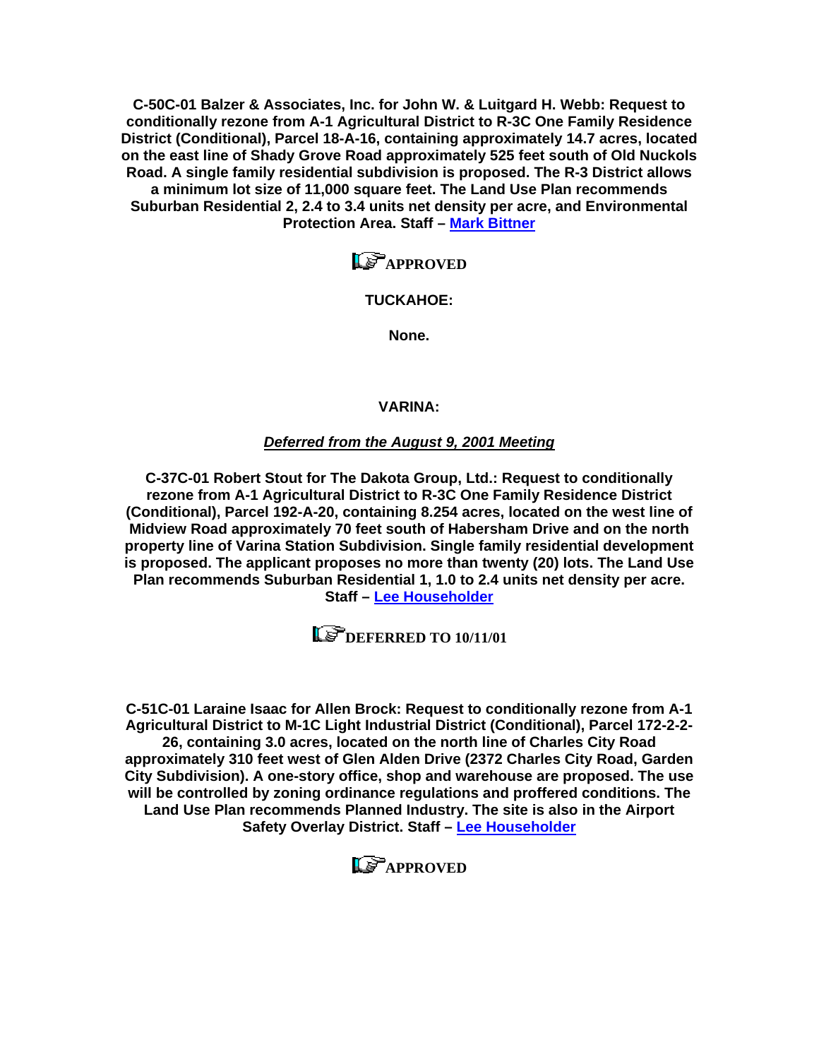**C-50C-01 Balzer & Associates, Inc. for John W. & Luitgard H. Webb: Request to conditionally rezone from A-1 Agricultural District to R-3C One Family Residence District (Conditional), Parcel 18-A-16, containing approximately 14.7 acres, located on the east line of Shady Grove Road approximately 525 feet south of Old Nuckols Road. A single family residential subdivision is proposed. The R-3 District allows a minimum lot size of 11,000 square feet. The Land Use Plan recommends Suburban Residential 2, 2.4 to 3.4 units net density per acre, and Environmental Protection Area. Staff – Mark Bittner**

**APPROVED**

**TUCKAHOE:**

**None.**

**VARINA:**

***Deferred from the August 9, 2001 Meeting***

**C-37C-01 Robert Stout for The Dakota Group, Ltd.: Request to conditionally rezone from A-1 Agricultural District to R-3C One Family Residence District (Conditional), Parcel 192-A-20, containing 8.254 acres, located on the west line of Midview Road approximately 70 feet south of Habersham Drive and on the north property line of Varina Station Subdivision. Single family residential development is proposed. The applicant proposes no more than twenty (20) lots. The Land Use Plan recommends Suburban Residential 1, 1.0 to 2.4 units net density per acre. Staff – Lee Householder**

**DEFERRED TO 10/11/01**

**C-51C-01 Laraine Isaac for Allen Brock: Request to conditionally rezone from A-1 Agricultural District to M-1C Light Industrial District (Conditional), Parcel 172-2-2-26, containing 3.0 acres, located on the north line of Charles City Road approximately 310 feet west of Glen Alden Drive (2372 Charles City Road, Garden City Subdivision). A one-story office, shop and warehouse are proposed. The use will be controlled by zoning ordinance regulations and proffered conditions. The Land Use Plan recommends Planned Industry. The site is also in the Airport Safety Overlay District. Staff – Lee Householder**

**APPROVED**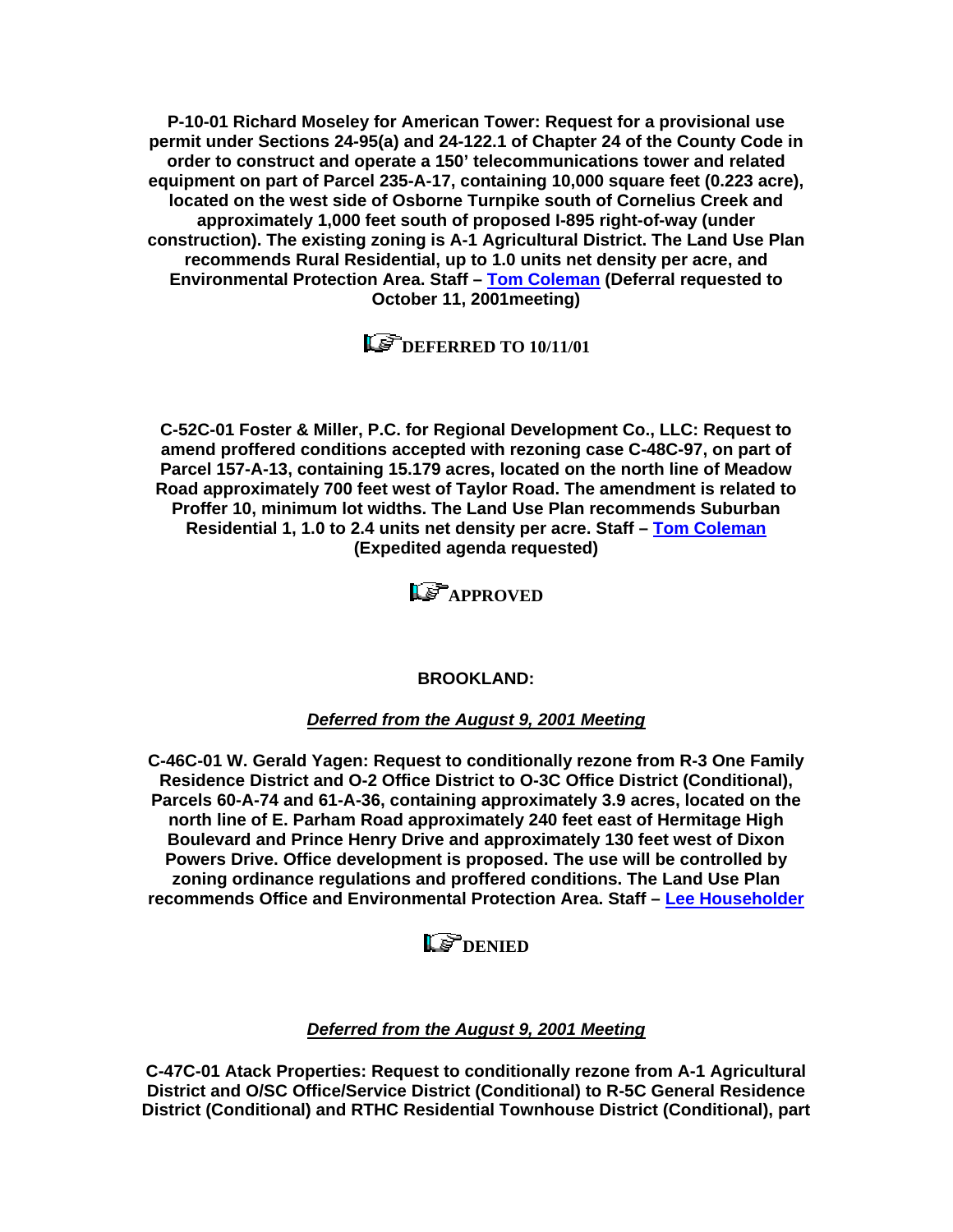**P-10-01 Richard Moseley for American Tower: Request for a provisional use permit under Sections 24-95(a) and 24-122.1 of Chapter 24 of the County Code in order to construct and operate a 150' telecommunications tower and related equipment on part of Parcel 235-A-17, containing 10,000 square feet (0.223 acre), located on the west side of Osborne Turnpike south of Cornelius Creek and approximately 1,000 feet south of proposed I-895 right-of-way (under construction). The existing zoning is A-1 Agricultural District. The Land Use Plan recommends Rural Residential, up to 1.0 units net density per acre, and Environmental Protection Area. Staff – Tom Coleman (Deferral requested to October 11, 2001meeting)**

**DEFERRED TO 10/11/01**

**C-52C-01 Foster & Miller, P.C. for Regional Development Co., LLC: Request to amend proffered conditions accepted with rezoning case C-48C-97, on part of Parcel 157-A-13, containing 15.179 acres, located on the north line of Meadow Road approximately 700 feet west of Taylor Road. The amendment is related to Proffer 10, minimum lot widths. The Land Use Plan recommends Suburban Residential 1, 1.0 to 2.4 units net density per acre. Staff – Tom Coleman (Expedited agenda requested)**

**APPROVED**

## BROOKLAND:

***Deferred from the August 9, 2001 Meeting***

**C-46C-01 W. Gerald Yagen: Request to conditionally rezone from R-3 One Family Residence District and O-2 Office District to O-3C Office District (Conditional), Parcels 60-A-74 and 61-A-36, containing approximately 3.9 acres, located on the north line of E. Parham Road approximately 240 feet east of Hermitage High Boulevard and Prince Henry Drive and approximately 130 feet west of Dixon Powers Drive. Office development is proposed. The use will be controlled by zoning ordinance regulations and proffered conditions. The Land Use Plan recommends Office and Environmental Protection Area. Staff – Lee Householder**

**DENIED**

***Deferred from the August 9, 2001 Meeting***

**C-47C-01 Atack Properties: Request to conditionally rezone from A-1 Agricultural District and O/SC Office/Service District (Conditional) to R-5C General Residence District (Conditional) and RTHC Residential Townhouse District (Conditional), part**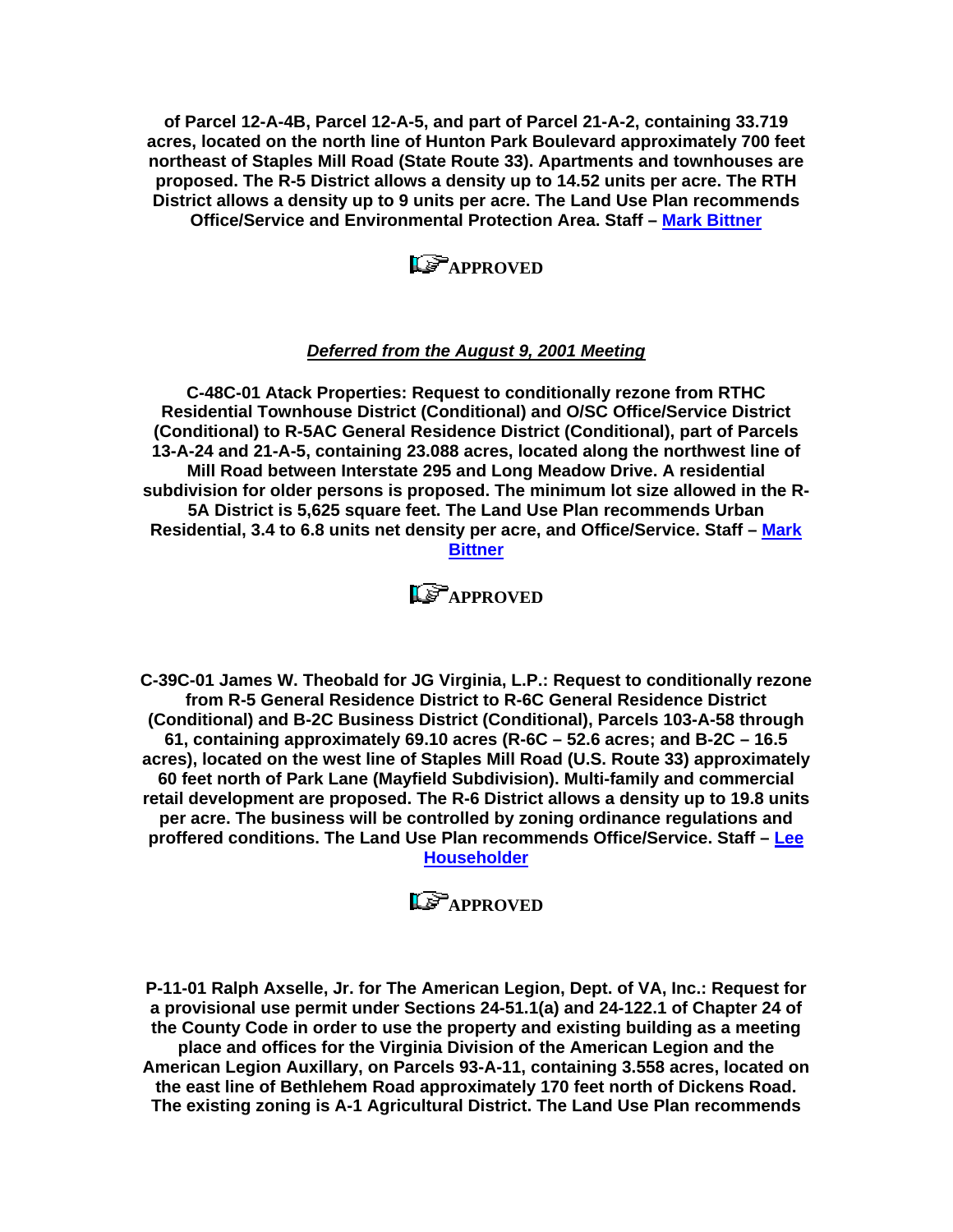**of Parcel 12-A-4B, Parcel 12-A-5, and part of Parcel 21-A-2, containing 33.719 acres, located on the north line of Hunton Park Boulevard approximately 700 feet northeast of Staples Mill Road (State Route 33). Apartments and townhouses are proposed. The R-5 District allows a density up to 14.52 units per acre. The RTH District allows a density up to 9 units per acre. The Land Use Plan recommends Office/Service and Environmental Protection Area. Staff – Mark Bittner**

**APPROVED**

***Deferred from the August 9, 2001 Meeting***

**C-48C-01 Atack Properties: Request to conditionally rezone from RTHC Residential Townhouse District (Conditional) and O/SC Office/Service District (Conditional) to R-5AC General Residence District (Conditional), part of Parcels 13-A-24 and 21-A-5, containing 23.088 acres, located along the northwest line of Mill Road between Interstate 295 and Long Meadow Drive. A residential subdivision for older persons is proposed. The minimum lot size allowed in the R-5A District is 5,625 square feet. The Land Use Plan recommends Urban Residential, 3.4 to 6.8 units net density per acre, and Office/Service. Staff – Mark Bittner**

**APPROVED**

**C-39C-01 James W. Theobald for JG Virginia, L.P.: Request to conditionally rezone from R-5 General Residence District to R-6C General Residence District (Conditional) and B-2C Business District (Conditional), Parcels 103-A-58 through 61, containing approximately 69.10 acres (R-6C – 52.6 acres; and B-2C – 16.5 acres), located on the west line of Staples Mill Road (U.S. Route 33) approximately 60 feet north of Park Lane (Mayfield Subdivision). Multi-family and commercial retail development are proposed. The R-6 District allows a density up to 19.8 units per acre. The business will be controlled by zoning ordinance regulations and proffered conditions. The Land Use Plan recommends Office/Service. Staff – Lee Householder**

**APPROVED**

**P-11-01 Ralph Axselle, Jr. for The American Legion, Dept. of VA, Inc.: Request for a provisional use permit under Sections 24-51.1(a) and 24-122.1 of Chapter 24 of the County Code in order to use the property and existing building as a meeting place and offices for the Virginia Division of the American Legion and the American Legion Auxillary, on Parcels 93-A-11, containing 3.558 acres, located on the east line of Bethlehem Road approximately 170 feet north of Dickens Road. The existing zoning is A-1 Agricultural District. The Land Use Plan recommends**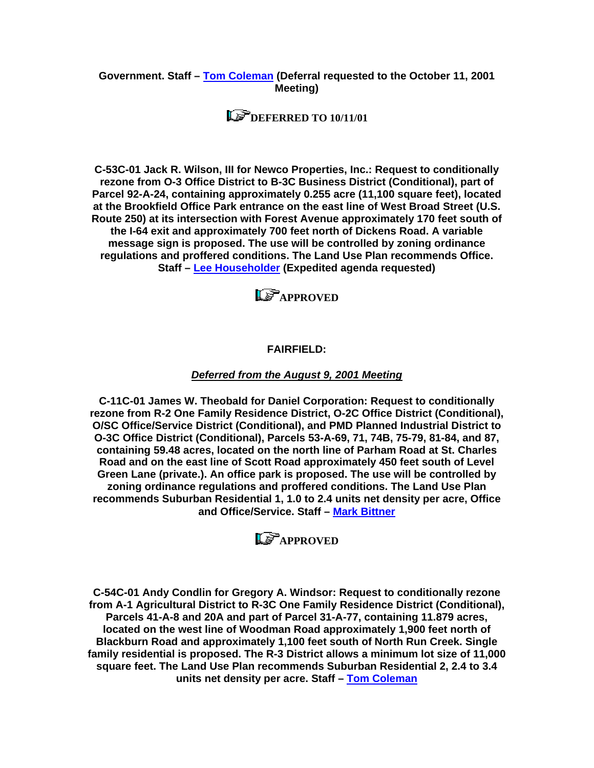**Government. Staff – Tom Coleman (Deferral requested to the October 11, 2001 Meeting)**

**DEFERRED TO 10/11/01**

**C-53C-01 Jack R. Wilson, III for Newco Properties, Inc.: Request to conditionally rezone from O-3 Office District to B-3C Business District (Conditional), part of Parcel 92-A-24, containing approximately 0.255 acre (11,100 square feet), located at the Brookfield Office Park entrance on the east line of West Broad Street (U.S. Route 250) at its intersection with Forest Avenue approximately 170 feet south of the I-64 exit and approximately 700 feet north of Dickens Road. A variable message sign is proposed. The use will be controlled by zoning ordinance regulations and proffered conditions. The Land Use Plan recommends Office. Staff – Lee Householder (Expedited agenda requested)**

**APPROVED**

**FAIRFIELD:**

***Deferred from the August 9, 2001 Meeting***

**C-11C-01 James W. Theobald for Daniel Corporation: Request to conditionally rezone from R-2 One Family Residence District, O-2C Office District (Conditional), O/SC Office/Service District (Conditional), and PMD Planned Industrial District to O-3C Office District (Conditional), Parcels 53-A-69, 71, 74B, 75-79, 81-84, and 87, containing 59.48 acres, located on the north line of Parham Road at St. Charles Road and on the east line of Scott Road approximately 450 feet south of Level Green Lane (private.). An office park is proposed. The use will be controlled by zoning ordinance regulations and proffered conditions. The Land Use Plan recommends Suburban Residential 1, 1.0 to 2.4 units net density per acre, Office and Office/Service. Staff – Mark Bittner**

**APPROVED**

**C-54C-01 Andy Condlin for Gregory A. Windsor: Request to conditionally rezone from A-1 Agricultural District to R-3C One Family Residence District (Conditional), Parcels 41-A-8 and 20A and part of Parcel 31-A-77, containing 11.879 acres, located on the west line of Woodman Road approximately 1,900 feet north of Blackburn Road and approximately 1,100 feet south of North Run Creek. Single family residential is proposed. The R-3 District allows a minimum lot size of 11,000 square feet. The Land Use Plan recommends Suburban Residential 2, 2.4 to 3.4 units net density per acre. Staff – Tom Coleman**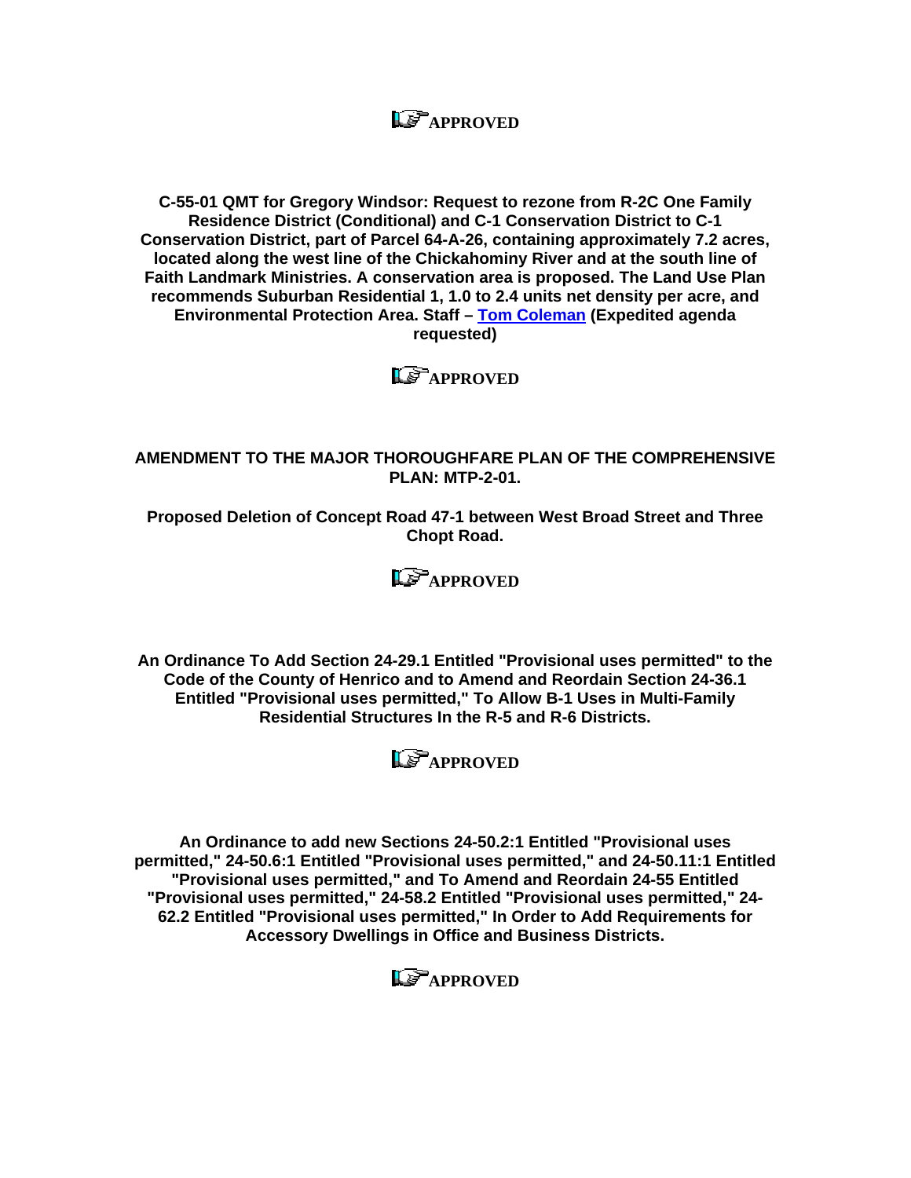**APPROVED**

**C-55-01 QMT for Gregory Windsor: Request to rezone from R-2C One Family Residence District (Conditional) and C-1 Conservation District to C-1 Conservation District, part of Parcel 64-A-26, containing approximately 7.2 acres, located along the west line of the Chickahominy River and at the south line of Faith Landmark Ministries. A conservation area is proposed. The Land Use Plan recommends Suburban Residential 1, 1.0 to 2.4 units net density per acre, and Environmental Protection Area. Staff – Tom Coleman (Expedited agenda requested)**

**APPROVED**

**AMENDMENT TO THE MAJOR THOROUGHFARE PLAN OF THE COMPREHENSIVE PLAN: MTP-2-01.**

**Proposed Deletion of Concept Road 47-1 between West Broad Street and Three Chopt Road.**

**APPROVED**

**An Ordinance To Add Section 24-29.1 Entitled "Provisional uses permitted" to the Code of the County of Henrico and to Amend and Reordain Section 24-36.1 Entitled "Provisional uses permitted," To Allow B-1 Uses in Multi-Family Residential Structures In the R-5 and R-6 Districts.**

**APPROVED**

**An Ordinance to add new Sections 24-50.2:1 Entitled "Provisional uses permitted," 24-50.6:1 Entitled "Provisional uses permitted," and 24-50.11:1 Entitled "Provisional uses permitted," and To Amend and Reordain 24-55 Entitled "Provisional uses permitted," 24-58.2 Entitled "Provisional uses permitted," 24-62.2 Entitled "Provisional uses permitted," In Order to Add Requirements for Accessory Dwellings in Office and Business Districts.**

**APPROVED**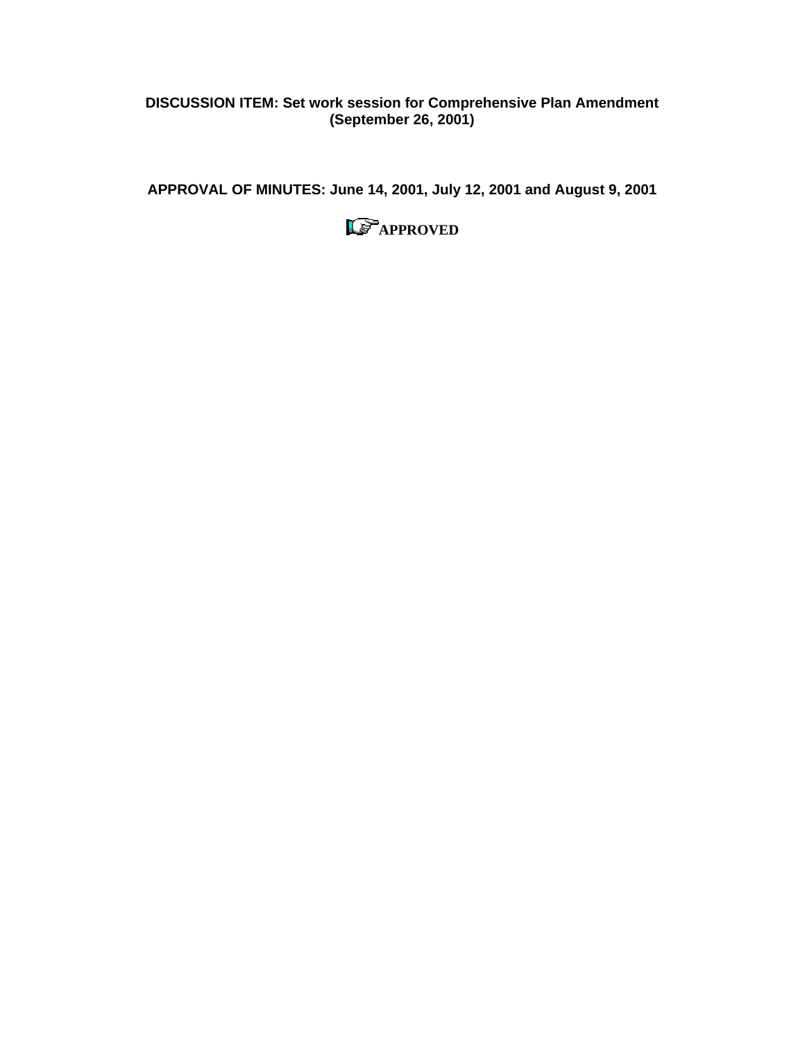**DISCUSSION ITEM: Set work session for Comprehensive Plan Amendment (September 26, 2001)**

**APPROVAL OF MINUTES: June 14, 2001, July 12, 2001 and August 9, 2001**

**APPROVED**